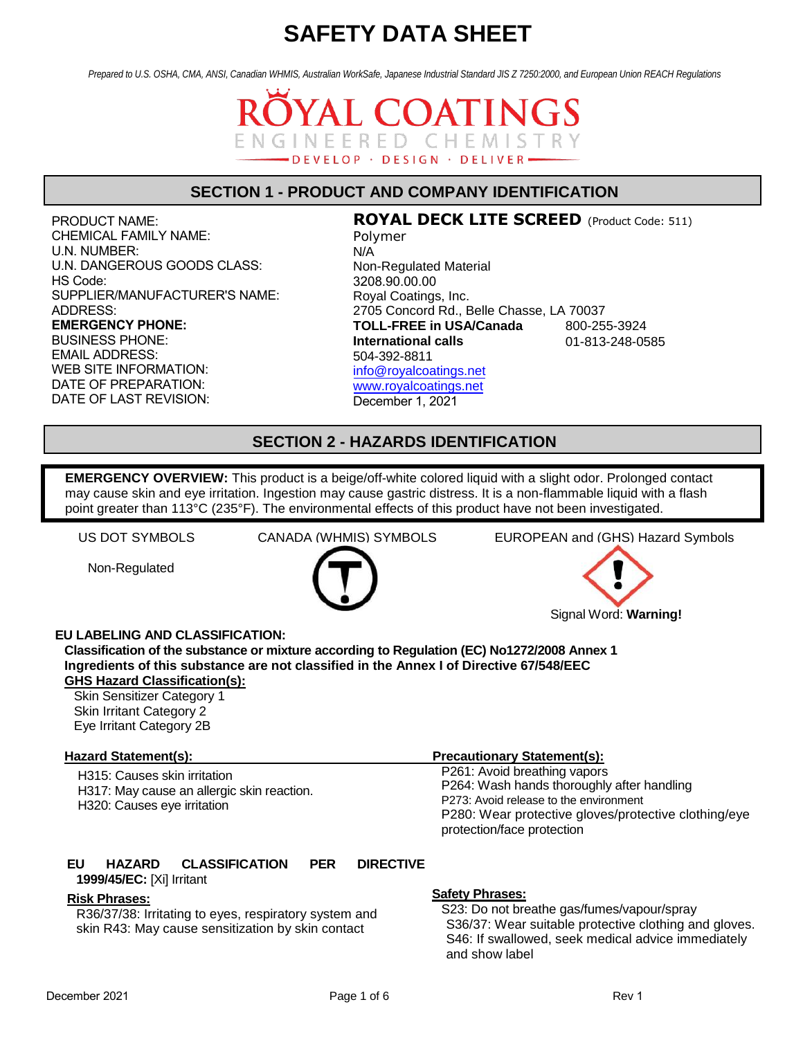# SAFETY DATA SHEET

*Prepared to U.S. OSHA, CMA, ANSI, Canadian WHMIS, Australian WorkSafe, Japanese Industrial Standard JIS Z 7250:2000, and European Union REACH Regulations*

ROYAL COATINGS
ENGINEERED CHEMISTRY
DEVELOP · DESIGN · DELIVER

## SECTION 1 - PRODUCT AND COMPANY IDENTIFICATION

| | |
|---|---|
| PRODUCT NAME: | **ROYAL DECK LITE SCREED** (Product Code: 511) |
| CHEMICAL FAMILY NAME: | Polymer |
| U.N. NUMBER: | N/A |
| U.N. DANGEROUS GOODS CLASS: | Non-Regulated Material |
| HS Code: | 3208.90.00.00 |
| SUPPLIER/MANUFACTURER'S NAME: | Royal Coatings, Inc. |
| ADDRESS: | 2705 Concord Rd., Belle Chasse, LA 70037 |
| **EMERGENCY PHONE:** | **TOLL-FREE in USA/Canada** 800-255-3924 |
| | **International calls** 01-813-248-0585 |
| BUSINESS PHONE: | 504-392-8811 |
| EMAIL ADDRESS: | info@royalcoatings.net |
| WEB SITE INFORMATION: | www.royalcoatings.net |
| DATE OF PREPARATION: | December 1, 2021 |
| DATE OF LAST REVISION: | |

## SECTION 2 - HAZARDS IDENTIFICATION

**EMERGENCY OVERVIEW:** This product is a beige/off-white colored liquid with a slight odor. Prolonged contact may cause skin and eye irritation. Ingestion may cause gastric distress. It is a non-flammable liquid with a flash point greater than 113°C (235°F). The environmental effects of this product have not been investigated.

US DOT SYMBOLS

Non-Regulated

CANADA (WHMIS) SYMBOLS

EUROPEAN and (GHS) Hazard Symbols

Signal Word: **Warning!**

**EU LABELING AND CLASSIFICATION:**

**Classification of the substance or mixture according to Regulation (EC) No1272/2008 Annex 1**
**Ingredients of this substance are not classified in the Annex I of Directive 67/548/EEC**

**GHS Hazard Classification(s):**

Skin Sensitizer Category 1
Skin Irritant Category 2
Eye Irritant Category 2B

**Hazard Statement(s):**

H315: Causes skin irritation
H317: May cause an allergic skin reaction.
H320: Causes eye irritation

**Precautionary Statement(s):**

P261: Avoid breathing vapors
P264: Wash hands thoroughly after handling
P273: Avoid release to the environment
P280: Wear protective gloves/protective clothing/eye protection/face protection

**EU HAZARD CLASSIFICATION PER DIRECTIVE 1999/45/EC:** [Xi] Irritant

**Risk Phrases:**

R36/37/38: Irritating to eyes, respiratory system and skin R43: May cause sensitization by skin contact

**Safety Phrases:**

S23: Do not breathe gas/fumes/vapour/spray
S36/37: Wear suitable protective clothing and gloves.
S46: If swallowed, seek medical advice immediately and show label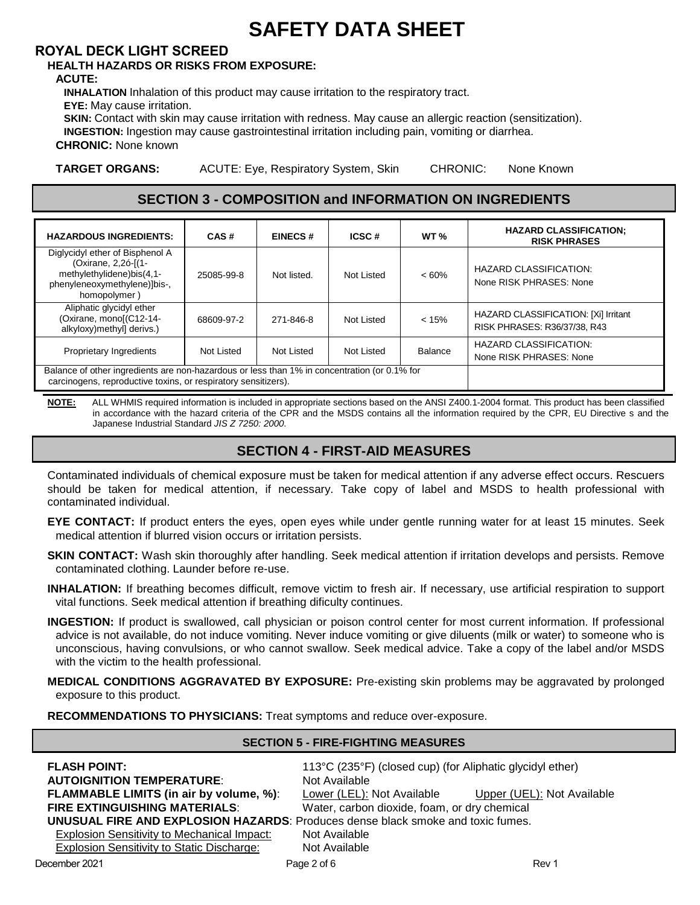# SAFETY DATA SHEET

## ROYAL DECK LIGHT SCREED

**HEALTH HAZARDS OR RISKS FROM EXPOSURE:**

**ACUTE:**

**INHALATION** Inhalation of this product may cause irritation to the respiratory tract.

**EYE:** May cause irritation.

**SKIN:** Contact with skin may cause irritation with redness. May cause an allergic reaction (sensitization).

**INGESTION:** Ingestion may cause gastrointestinal irritation including pain, vomiting or diarrhea.

**CHRONIC:** None known

**TARGET ORGANS:** ACUTE: Eye, Respiratory System, Skin CHRONIC: None Known

## SECTION 3 - COMPOSITION and INFORMATION ON INGREDIENTS

| HAZARDOUS INGREDIENTS: | CAS # | EINECS # | ICSC # | WT % | HAZARD CLASSIFICATION; RISK PHRASES |
|---|---|---|---|---|---|
| Diglycidyl ether of Bisphenol A (Oxirane, 2,2ó-[(1-methylethylidene)bis(4,1-phenyleneoxymethylene)]bis-, homopolymer ) | 25085-99-8 | Not listed. | Not Listed | < 60% | HAZARD CLASSIFICATION: None RISK PHRASES: None |
| Aliphatic glycidyl ether (Oxirane, mono[(C12-14-alkyloxy)methyl] derivs.) | 68609-97-2 | 271-846-8 | Not Listed | < 15% | HAZARD CLASSIFICATION: [Xi] Irritant RISK PHRASES: R36/37/38, R43 |
| Proprietary Ingredients | Not Listed | Not Listed | Not Listed | Balance | HAZARD CLASSIFICATION: None RISK PHRASES: None |
| Balance of other ingredients are non-hazardous or less than 1% in concentration (or 0.1% for carcinogens, reproductive toxins, or respiratory sensitizers). | | | | | |

**NOTE:** ALL WHMIS required information is included in appropriate sections based on the ANSI Z400.1-2004 format. This product has been classified in accordance with the hazard criteria of the CPR and the MSDS contains all the information required by the CPR, EU Directive s and the Japanese Industrial Standard *JIS Z 7250: 2000*.

## SECTION 4 - FIRST-AID MEASURES

Contaminated individuals of chemical exposure must be taken for medical attention if any adverse effect occurs. Rescuers should be taken for medical attention, if necessary. Take copy of label and MSDS to health professional with contaminated individual.

**EYE CONTACT:** If product enters the eyes, open eyes while under gentle running water for at least 15 minutes. Seek medical attention if blurred vision occurs or irritation persists.

**SKIN CONTACT:** Wash skin thoroughly after handling. Seek medical attention if irritation develops and persists. Remove contaminated clothing. Launder before re-use.

**INHALATION:** If breathing becomes difficult, remove victim to fresh air. If necessary, use artificial respiration to support vital functions. Seek medical attention if breathing dificulty continues.

**INGESTION:** If product is swallowed, call physician or poison control center for most current information. If professional advice is not available, do not induce vomiting. Never induce vomiting or give diluents (milk or water) to someone who is unconscious, having convulsions, or who cannot swallow. Seek medical advice. Take a copy of the label and/or MSDS with the victim to the health professional.

**MEDICAL CONDITIONS AGGRAVATED BY EXPOSURE:** Pre-existing skin problems may be aggravated by prolonged exposure to this product.

**RECOMMENDATIONS TO PHYSICIANS:** Treat symptoms and reduce over-exposure.

## SECTION 5 - FIRE-FIGHTING MEASURES

**FLASH POINT:** 113°C (235°F) (closed cup) (for Aliphatic glycidyl ether)

**AUTOIGNITION TEMPERATURE**: Not Available

**FLAMMABLE LIMITS (in air by volume, %)**: Lower (LEL): Not Available Upper (UEL): Not Available

**FIRE EXTINGUISHING MATERIALS**: Water, carbon dioxide, foam, or dry chemical

**UNUSUAL FIRE AND EXPLOSION HAZARDS**: Produces dense black smoke and toxic fumes.

Explosion Sensitivity to Mechanical Impact: Not Available

Explosion Sensitivity to Static Discharge: Not Available

December 2021 Rev 1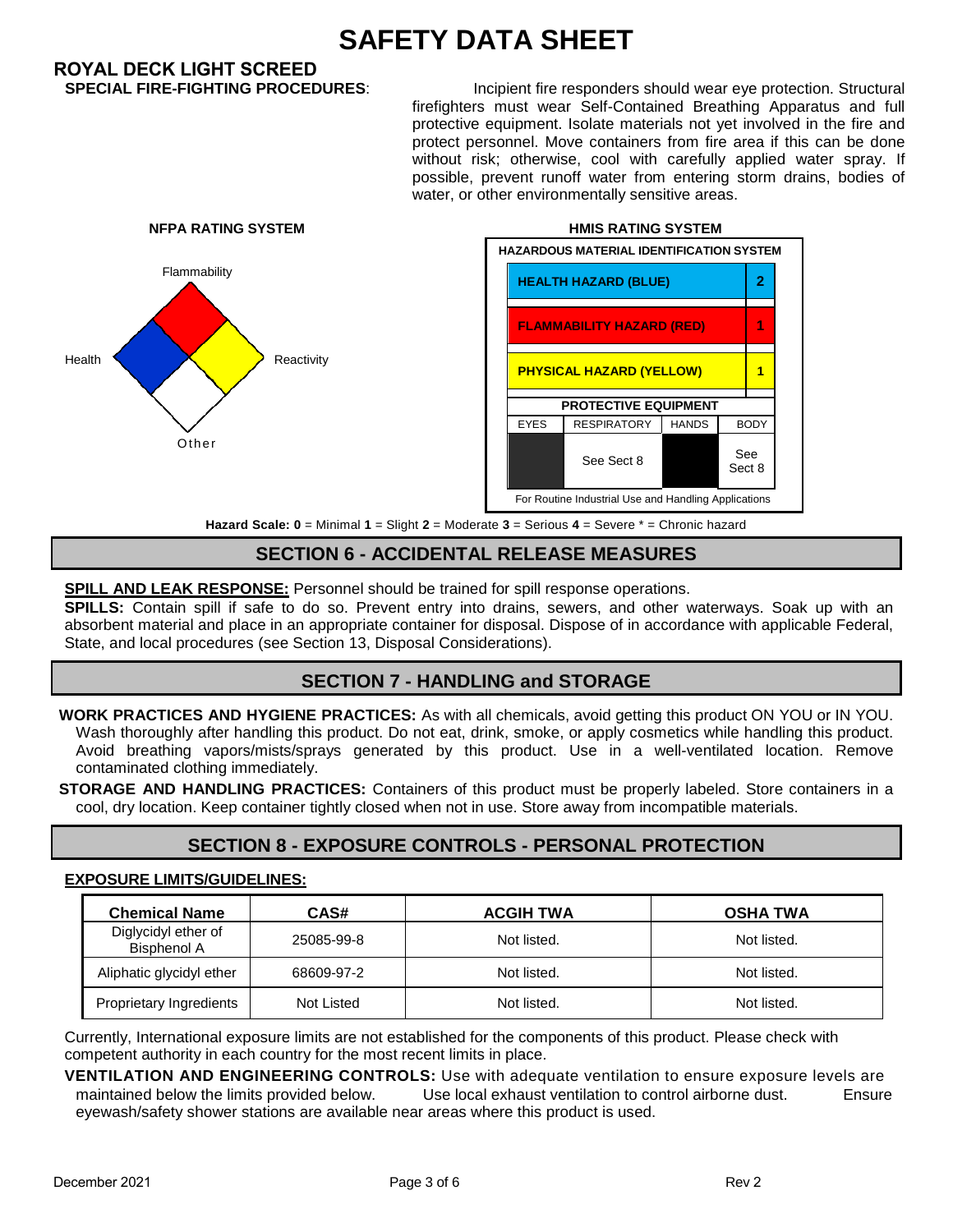# SAFETY DATA SHEET

## ROYAL DECK LIGHT SCREED

**SPECIAL FIRE-FIGHTING PROCEDURES**: Incipient fire responders should wear eye protection. Structural firefighters must wear Self-Contained Breathing Apparatus and full protective equipment. Isolate materials not yet involved in the fire and protect personnel. Move containers from fire area if this can be done without risk; otherwise, cool with carefully applied water spray. If possible, prevent runoff water from entering storm drains, bodies of water, or other environmentally sensitive areas.

**NFPA RATING SYSTEM**

Flammability

Health

Reactivity

Other

**HMIS RATING SYSTEM**

| HAZARDOUS MATERIAL IDENTIFICATION SYSTEM | | | |
|---|---|---|---|
| **HEALTH HAZARD (BLUE)** | | | **2** |
| **FLAMMABILITY HAZARD (RED)** | | | **1** |
| **PHYSICAL HAZARD (YELLOW)** | | | **1** |
| **PROTECTIVE EQUIPMENT** | | | |
| EYES | RESPIRATORY | HANDS | BODY |
| | See Sect 8 | | See Sect 8 |
| For Routine Industrial Use and Handling Applications | | | |

**Hazard Scale: 0** = Minimal **1** = Slight **2** = Moderate **3** = Serious **4** = Severe * = Chronic hazard

## SECTION 6 - ACCIDENTAL RELEASE MEASURES

**SPILL AND LEAK RESPONSE:** Personnel should be trained for spill response operations.

**SPILLS:** Contain spill if safe to do so. Prevent entry into drains, sewers, and other waterways. Soak up with an absorbent material and place in an appropriate container for disposal. Dispose of in accordance with applicable Federal, State, and local procedures (see Section 13, Disposal Considerations).

## SECTION 7 - HANDLING and STORAGE

**WORK PRACTICES AND HYGIENE PRACTICES:** As with all chemicals, avoid getting this product ON YOU or IN YOU. Wash thoroughly after handling this product. Do not eat, drink, smoke, or apply cosmetics while handling this product. Avoid breathing vapors/mists/sprays generated by this product. Use in a well-ventilated location. Remove contaminated clothing immediately.

**STORAGE AND HANDLING PRACTICES:** Containers of this product must be properly labeled. Store containers in a cool, dry location. Keep container tightly closed when not in use. Store away from incompatible materials.

## SECTION 8 - EXPOSURE CONTROLS - PERSONAL PROTECTION

**EXPOSURE LIMITS/GUIDELINES:**

| Chemical Name | CAS# | ACGIH TWA | OSHA TWA |
|---|---|---|---|
| Diglycidyl ether of Bisphenol A | 25085-99-8 | Not listed. | Not listed. |
| Aliphatic glycidyl ether | 68609-97-2 | Not listed. | Not listed. |
| Proprietary Ingredients | Not Listed | Not listed. | Not listed. |

Currently, International exposure limits are not established for the components of this product. Please check with competent authority in each country for the most recent limits in place.

**VENTILATION AND ENGINEERING CONTROLS:** Use with adequate ventilation to ensure exposure levels are maintained below the limits provided below. Use local exhaust ventilation to control airborne dust. Ensure eyewash/safety shower stations are available near areas where this product is used.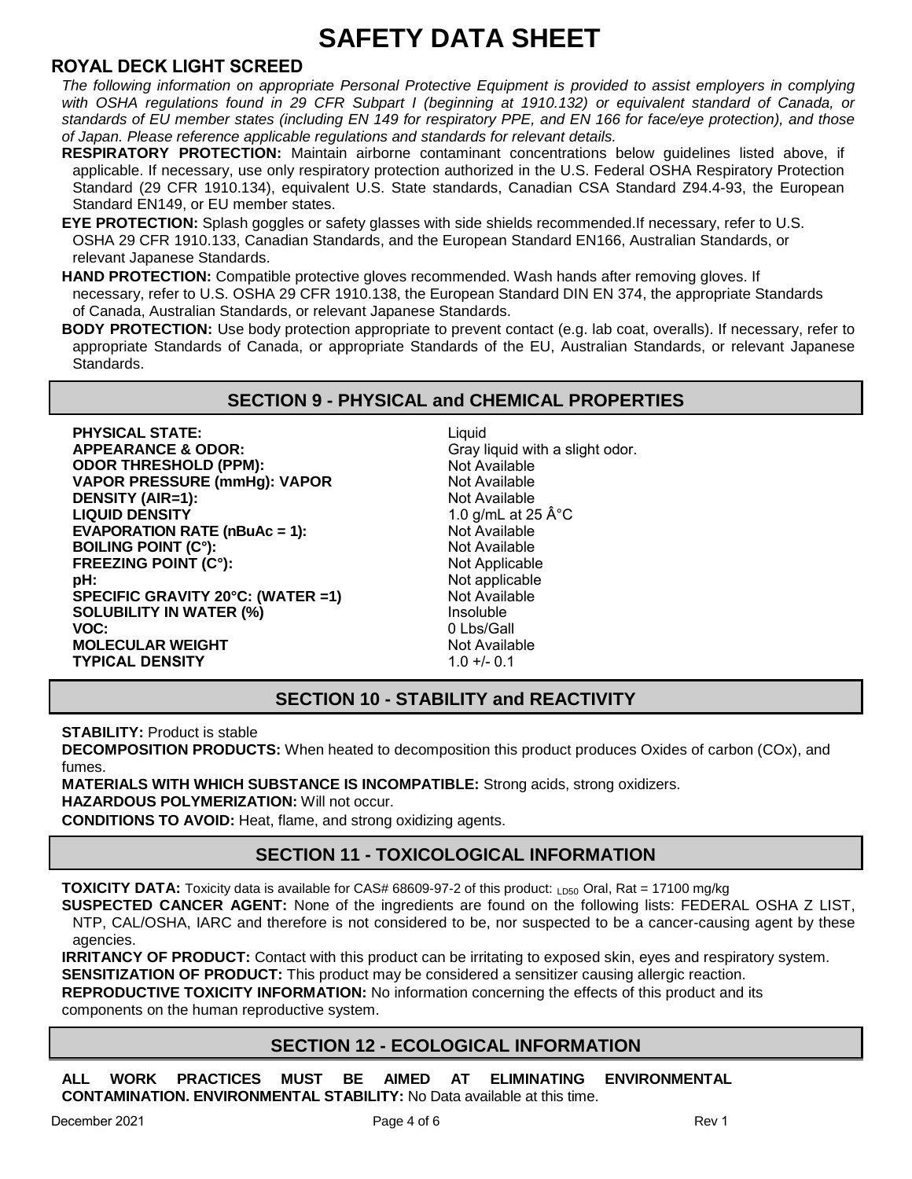# SAFETY DATA SHEET

## ROYAL DECK LIGHT SCREED

*The following information on appropriate Personal Protective Equipment is provided to assist employers in complying with OSHA regulations found in 29 CFR Subpart I (beginning at 1910.132) or equivalent standard of Canada, or standards of EU member states (including EN 149 for respiratory PPE, and EN 166 for face/eye protection), and those of Japan. Please reference applicable regulations and standards for relevant details.*

**RESPIRATORY PROTECTION:** Maintain airborne contaminant concentrations below guidelines listed above, if applicable. If necessary, use only respiratory protection authorized in the U.S. Federal OSHA Respiratory Protection Standard (29 CFR 1910.134), equivalent U.S. State standards, Canadian CSA Standard Z94.4-93, the European Standard EN149, or EU member states.

**EYE PROTECTION:** Splash goggles or safety glasses with side shields recommended.If necessary, refer to U.S. OSHA 29 CFR 1910.133, Canadian Standards, and the European Standard EN166, Australian Standards, or relevant Japanese Standards.

**HAND PROTECTION:** Compatible protective gloves recommended. Wash hands after removing gloves. If necessary, refer to U.S. OSHA 29 CFR 1910.138, the European Standard DIN EN 374, the appropriate Standards of Canada, Australian Standards, or relevant Japanese Standards.

**BODY PROTECTION:** Use body protection appropriate to prevent contact (e.g. lab coat, overalls). If necessary, refer to appropriate Standards of Canada, or appropriate Standards of the EU, Australian Standards, or relevant Japanese Standards.

## SECTION 9 - PHYSICAL and CHEMICAL PROPERTIES

| | |
|---|---|
| **PHYSICAL STATE:** | Liquid |
| **APPEARANCE & ODOR:** | Gray liquid with a slight odor. |
| **ODOR THRESHOLD (PPM):** | Not Available |
| **VAPOR PRESSURE (mmHg): VAPOR** | Not Available |
| **DENSITY (AIR=1):** | Not Available |
| **LIQUID DENSITY** | 1.0 g/mL at 25 Â°C |
| **EVAPORATION RATE (nBuAc = 1):** | Not Available |
| **BOILING POINT (C°):** | Not Available |
| **FREEZING POINT (C°):** | Not Applicable |
| **pH:** | Not applicable |
| **SPECIFIC GRAVITY 20°C: (WATER =1)** | Not Available |
| **SOLUBILITY IN WATER (%)** | Insoluble |
| **VOC:** | 0 Lbs/Gall |
| **MOLECULAR WEIGHT** | Not Available |
| **TYPICAL DENSITY** | 1.0 +/- 0.1 |

## SECTION 10 - STABILITY and REACTIVITY

**STABILITY:** Product is stable

**DECOMPOSITION PRODUCTS:** When heated to decomposition this product produces Oxides of carbon (COx), and fumes.

**MATERIALS WITH WHICH SUBSTANCE IS INCOMPATIBLE:** Strong acids, strong oxidizers.

**HAZARDOUS POLYMERIZATION:** Will not occur.

**CONDITIONS TO AVOID:** Heat, flame, and strong oxidizing agents.

## SECTION 11 - TOXICOLOGICAL INFORMATION

**TOXICITY DATA:** Toxicity data is available for CAS# 68609-97-2 of this product: $_{LD50}$ Oral, Rat = 17100 mg/kg

**SUSPECTED CANCER AGENT:** None of the ingredients are found on the following lists: FEDERAL OSHA Z LIST, NTP, CAL/OSHA, IARC and therefore is not considered to be, nor suspected to be a cancer-causing agent by these agencies.

**IRRITANCY OF PRODUCT:** Contact with this product can be irritating to exposed skin, eyes and respiratory system.

**SENSITIZATION OF PRODUCT:** This product may be considered a sensitizer causing allergic reaction.

**REPRODUCTIVE TOXICITY INFORMATION:** No information concerning the effects of this product and its components on the human reproductive system.

## SECTION 12 - ECOLOGICAL INFORMATION

**ALL WORK PRACTICES MUST BE AIMED AT ELIMINATING ENVIRONMENTAL CONTAMINATION. ENVIRONMENTAL STABILITY:** No Data available at this time.

December 2021 Rev 1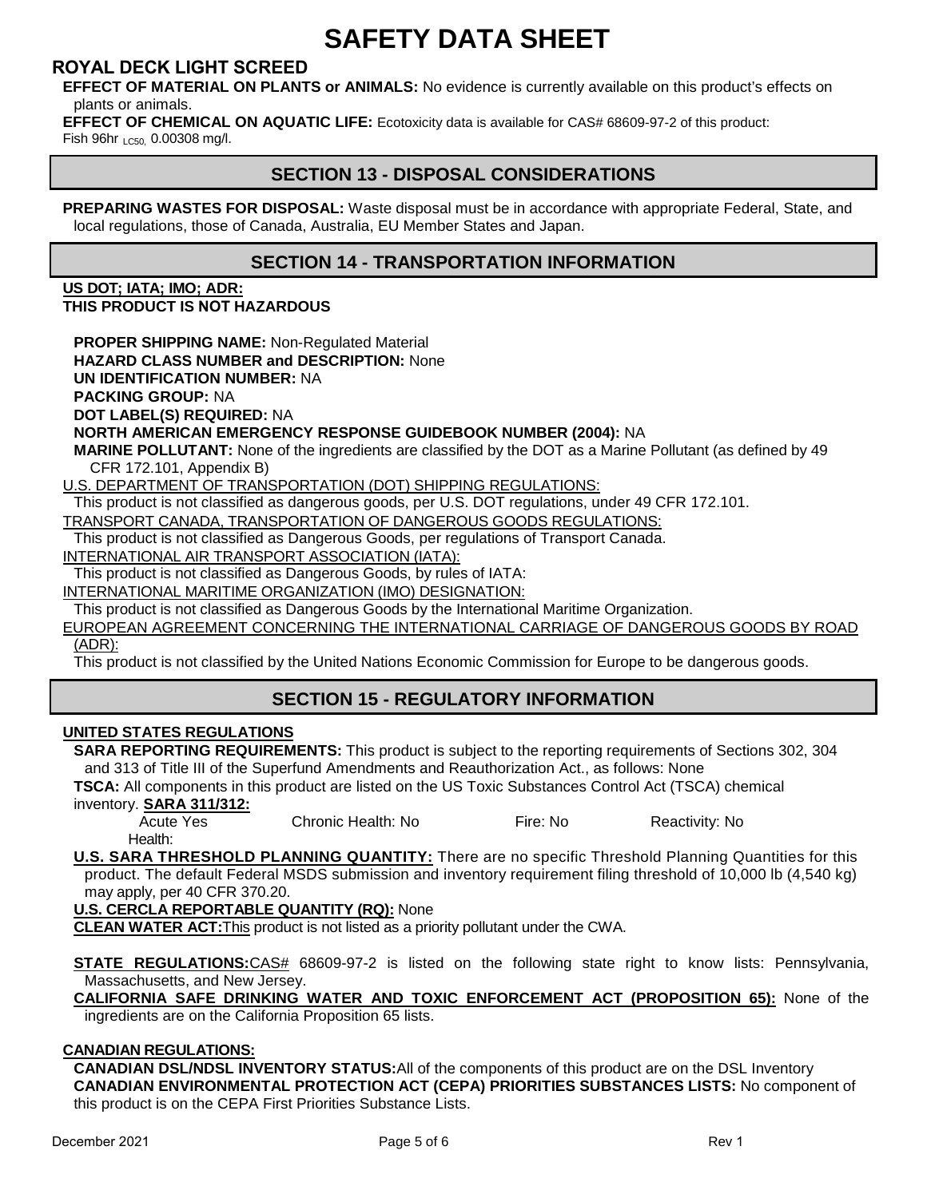# SAFETY DATA SHEET

## ROYAL DECK LIGHT SCREED

**EFFECT OF MATERIAL ON PLANTS or ANIMALS:** No evidence is currently available on this product's effects on plants or animals.

**EFFECT OF CHEMICAL ON AQUATIC LIFE:** Ecotoxicity data is available for CAS# 68609-97-2 of this product: Fish 96hr $_{LC50,}$ 0.00308 mg/l.

## SECTION 13 - DISPOSAL CONSIDERATIONS

**PREPARING WASTES FOR DISPOSAL:** Waste disposal must be in accordance with appropriate Federal, State, and local regulations, those of Canada, Australia, EU Member States and Japan.

## SECTION 14 - TRANSPORTATION INFORMATION

**US DOT; IATA; IMO; ADR:**
**THIS PRODUCT IS NOT HAZARDOUS**

**PROPER SHIPPING NAME:** Non-Regulated Material
**HAZARD CLASS NUMBER and DESCRIPTION:** None
**UN IDENTIFICATION NUMBER:** NA
**PACKING GROUP:** NA
**DOT LABEL(S) REQUIRED:** NA
**NORTH AMERICAN EMERGENCY RESPONSE GUIDEBOOK NUMBER (2004):** NA
**MARINE POLLUTANT:** None of the ingredients are classified by the DOT as a Marine Pollutant (as defined by 49 CFR 172.101, Appendix B)

U.S. DEPARTMENT OF TRANSPORTATION (DOT) SHIPPING REGULATIONS:
This product is not classified as dangerous goods, per U.S. DOT regulations, under 49 CFR 172.101.

TRANSPORT CANADA, TRANSPORTATION OF DANGEROUS GOODS REGULATIONS:
This product is not classified as Dangerous Goods, per regulations of Transport Canada.

INTERNATIONAL AIR TRANSPORT ASSOCIATION (IATA):
This product is not classified as Dangerous Goods, by rules of IATA:

INTERNATIONAL MARITIME ORGANIZATION (IMO) DESIGNATION:
This product is not classified as Dangerous Goods by the International Maritime Organization.

EUROPEAN AGREEMENT CONCERNING THE INTERNATIONAL CARRIAGE OF DANGEROUS GOODS BY ROAD (ADR):
This product is not classified by the United Nations Economic Commission for Europe to be dangerous goods.

## SECTION 15 - REGULATORY INFORMATION

**UNITED STATES REGULATIONS**

**SARA REPORTING REQUIREMENTS:** This product is subject to the reporting requirements of Sections 302, 304 and 313 of Title III of the Superfund Amendments and Reauthorization Act., as follows: None

**TSCA:** All components in this product are listed on the US Toxic Substances Control Act (TSCA) chemical inventory. **SARA 311/312:**

| | | | |
|---|---|---|---|
| Acute Health: Yes | Chronic Health: No | Fire: No | Reactivity: No |

**U.S. SARA THRESHOLD PLANNING QUANTITY:** There are no specific Threshold Planning Quantities for this product. The default Federal MSDS submission and inventory requirement filing threshold of 10,000 lb (4,540 kg) may apply, per 40 CFR 370.20.

**U.S. CERCLA REPORTABLE QUANTITY (RQ):** None

**CLEAN WATER ACT:** This product is not listed as a priority pollutant under the CWA.

**STATE REGULATIONS:** CAS# 68609-97-2 is listed on the following state right to know lists: Pennsylvania, Massachusetts, and New Jersey.

**CALIFORNIA SAFE DRINKING WATER AND TOXIC ENFORCEMENT ACT (PROPOSITION 65):** None of the ingredients are on the California Proposition 65 lists.

**CANADIAN REGULATIONS:**

**CANADIAN DSL/NDSL INVENTORY STATUS:** All of the components of this product are on the DSL Inventory

**CANADIAN ENVIRONMENTAL PROTECTION ACT (CEPA) PRIORITIES SUBSTANCES LISTS:** No component of this product is on the CEPA First Priorities Substance Lists.

December 2021 Rev 1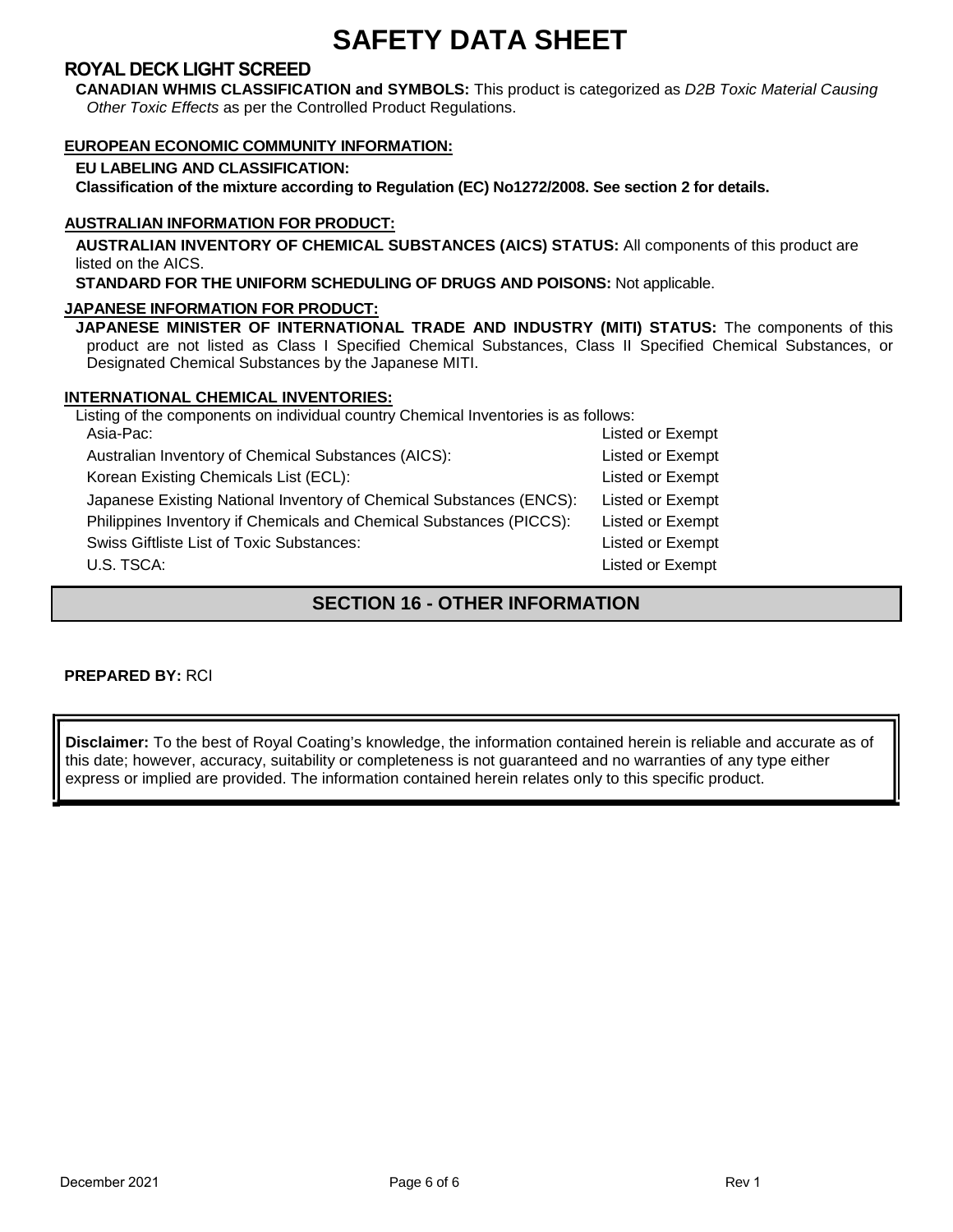# SAFETY DATA SHEET

## ROYAL DECK LIGHT SCREED

**CANADIAN WHMIS CLASSIFICATION and SYMBOLS:** This product is categorized as *D2B Toxic Material Causing Other Toxic Effects* as per the Controlled Product Regulations.

**EUROPEAN ECONOMIC COMMUNITY INFORMATION:**

**EU LABELING AND CLASSIFICATION:**

**Classification of the mixture according to Regulation (EC) No1272/2008. See section 2 for details.**

**AUSTRALIAN INFORMATION FOR PRODUCT:**

**AUSTRALIAN INVENTORY OF CHEMICAL SUBSTANCES (AICS) STATUS:** All components of this product are listed on the AICS.

**STANDARD FOR THE UNIFORM SCHEDULING OF DRUGS AND POISONS:** Not applicable.

**JAPANESE INFORMATION FOR PRODUCT:**

**JAPANESE MINISTER OF INTERNATIONAL TRADE AND INDUSTRY (MITI) STATUS:** The components of this product are not listed as Class I Specified Chemical Substances, Class II Specified Chemical Substances, or Designated Chemical Substances by the Japanese MITI.

**INTERNATIONAL CHEMICAL INVENTORIES:**

Listing of the components on individual country Chemical Inventories is as follows:

| | |
|---|---|
| Asia-Pac: | Listed or Exempt |
| Australian Inventory of Chemical Substances (AICS): | Listed or Exempt |
| Korean Existing Chemicals List (ECL): | Listed or Exempt |
| Japanese Existing National Inventory of Chemical Substances (ENCS): | Listed or Exempt |
| Philippines Inventory if Chemicals and Chemical Substances (PICCS): | Listed or Exempt |
| Swiss Giftliste List of Toxic Substances: | Listed or Exempt |
| U.S. TSCA: | Listed or Exempt |

## SECTION 16 - OTHER INFORMATION

**PREPARED BY:** RCI

**Disclaimer:** To the best of Royal Coating's knowledge, the information contained herein is reliable and accurate as of this date; however, accuracy, suitability or completeness is not guaranteed and no warranties of any type either express or implied are provided. The information contained herein relates only to this specific product.

December 2021 Rev 1